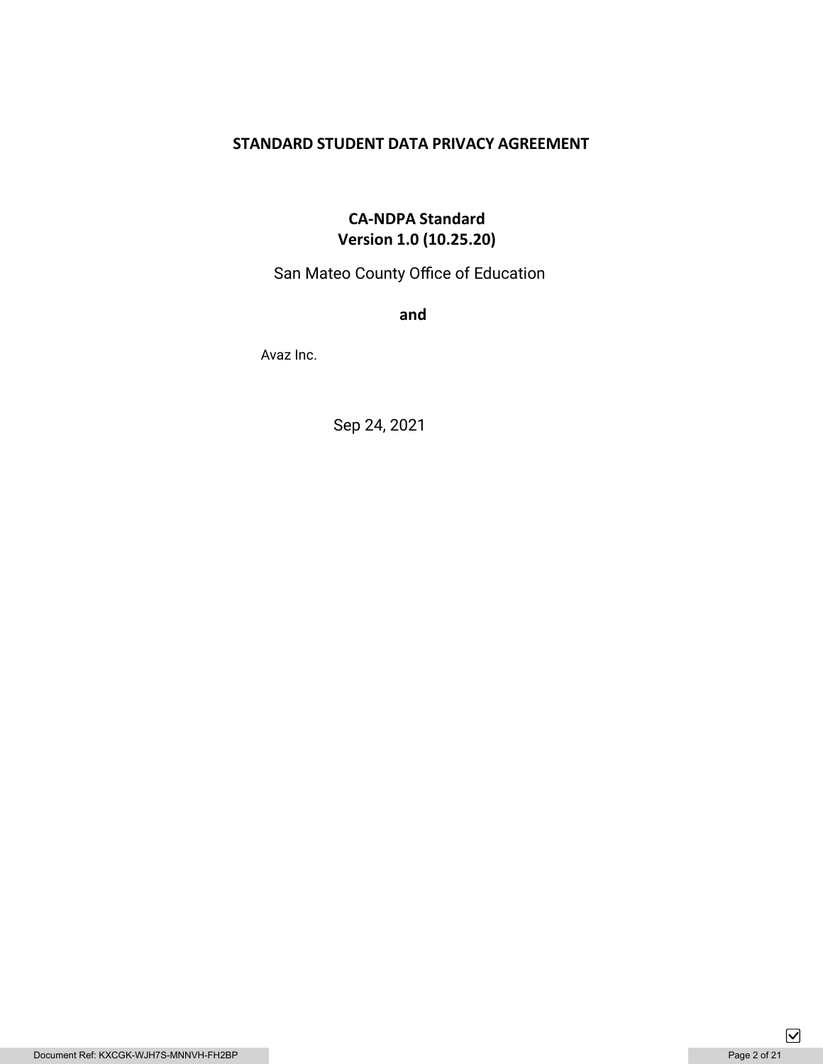# STANDARD STUDENT DATA PRIVACY AGREEMENT

## CA-NDPA Standard
## Version 1.0 (10.25.20)

San Mateo County Office of Education

**and**

Avaz Inc.

Sep 24, 2021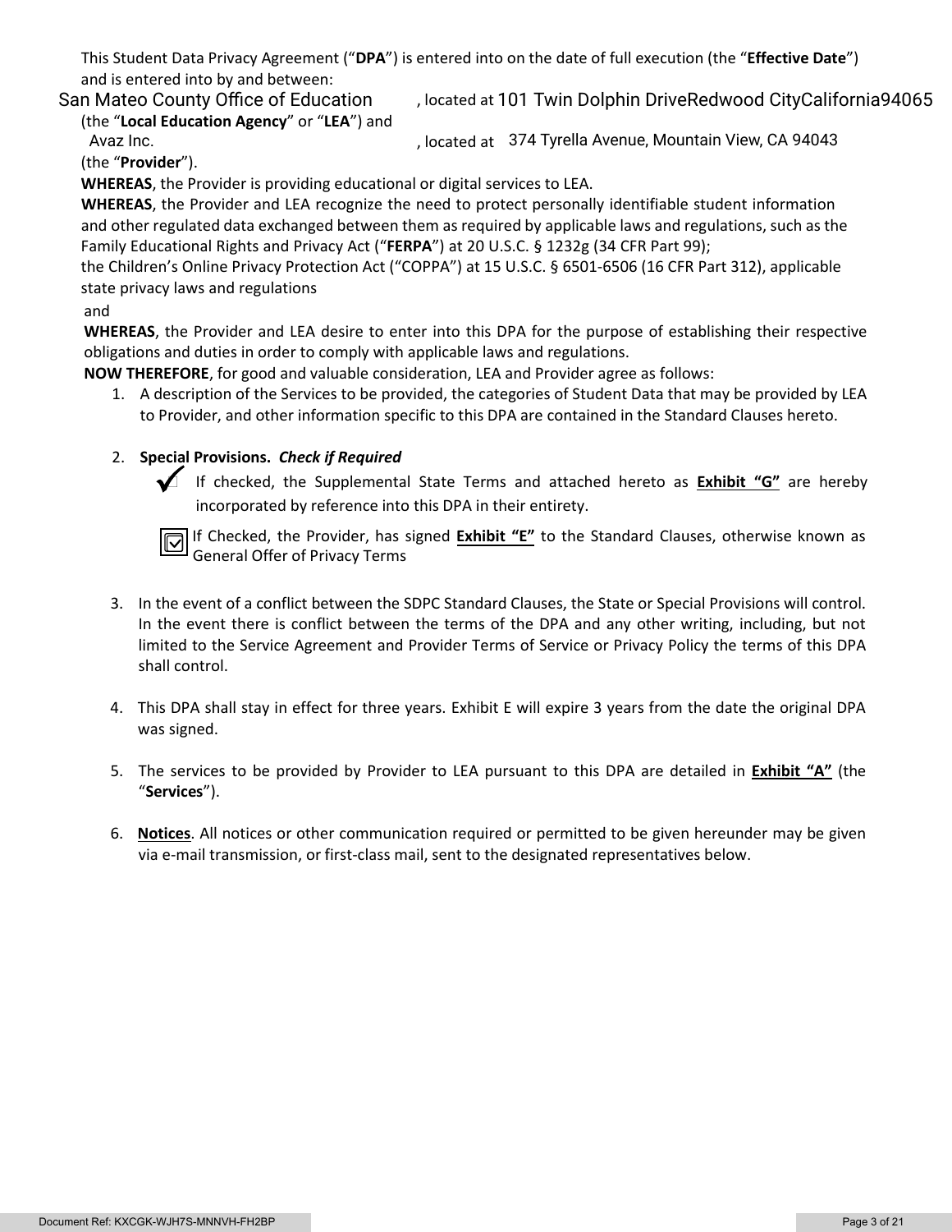This Student Data Privacy Agreement ("**DPA**") is entered into on the date of full execution (the "**Effective Date**") and is entered into by and between:

San Mateo County Office of Education, located at 101 Twin Dolphin DriveRedwood CityCalifornia94065 (the "**Local Education Agency**" or "**LEA**") and

Avaz Inc., located at 374 Tyrella Avenue, Mountain View, CA 94043 (the "**Provider**").

**WHEREAS**, the Provider is providing educational or digital services to LEA.

**WHEREAS**, the Provider and LEA recognize the need to protect personally identifiable student information and other regulated data exchanged between them as required by applicable laws and regulations, such as the Family Educational Rights and Privacy Act ("**FERPA**") at 20 U.S.C. § 1232g (34 CFR Part 99); the Children's Online Privacy Protection Act ("COPPA") at 15 U.S.C. § 6501-6506 (16 CFR Part 312), applicable state privacy laws and regulations and

**WHEREAS**, the Provider and LEA desire to enter into this DPA for the purpose of establishing their respective obligations and duties in order to comply with applicable laws and regulations.

**NOW THEREFORE**, for good and valuable consideration, LEA and Provider agree as follows:

1. A description of the Services to be provided, the categories of Student Data that may be provided by LEA to Provider, and other information specific to this DPA are contained in the Standard Clauses hereto.

2. **Special Provisions.** ***Check if Required***

   ✓ If checked, the Supplemental State Terms and attached hereto as **Exhibit "G"** are hereby incorporated by reference into this DPA in their entirety.

   ☑ If Checked, the Provider, has signed **Exhibit "E"** to the Standard Clauses, otherwise known as General Offer of Privacy Terms

3. In the event of a conflict between the SDPC Standard Clauses, the State or Special Provisions will control. In the event there is conflict between the terms of the DPA and any other writing, including, but not limited to the Service Agreement and Provider Terms of Service or Privacy Policy the terms of this DPA shall control.

4. This DPA shall stay in effect for three years. Exhibit E will expire 3 years from the date the original DPA was signed.

5. The services to be provided by Provider to LEA pursuant to this DPA are detailed in **Exhibit "A"** (the "**Services**").

6. **Notices**. All notices or other communication required or permitted to be given hereunder may be given via e-mail transmission, or first-class mail, sent to the designated representatives below.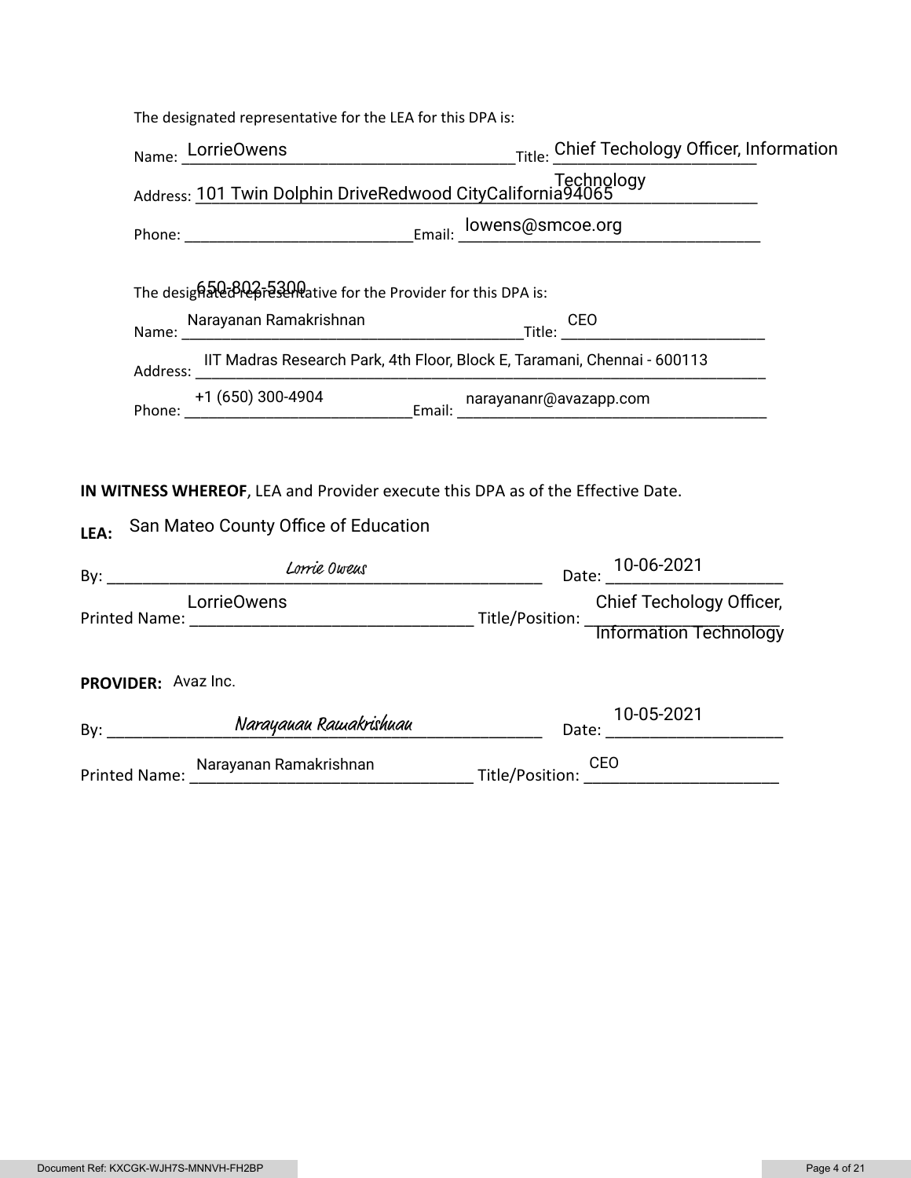The designated representative for the LEA for this DPA is:

Name: LorrieOwens Title: Chief Techology Officer, Information Technology

Address: 101 Twin Dolphin DriveRedwood CityCalifornia94065

Phone: 650-802-5300 Email: lowens@smcoe.org

The designated representative for the Provider for this DPA is:

Name: Narayanan Ramakrishnan Title: CEO

Address: IIT Madras Research Park, 4th Floor, Block E, Taramani, Chennai - 600113

Phone: +1 (650) 300-4904 Email: narayananr@avazapp.com

**IN WITNESS WHEREOF**, LEA and Provider execute this DPA as of the Effective Date.

**LEA:** San Mateo County Office of Education

By: *Lorrie Owens* Date: 10-06-2021

Printed Name: LorrieOwens Title/Position: Chief Techology Officer, Information Technology

**PROVIDER:** Avaz Inc.

By: *Narayanan Ramakrishnan* Date: 10-05-2021

Printed Name: Narayanan Ramakrishnan Title/Position: CEO

Document Ref: KXCGK-WJH7S-MNNVH-FH2BP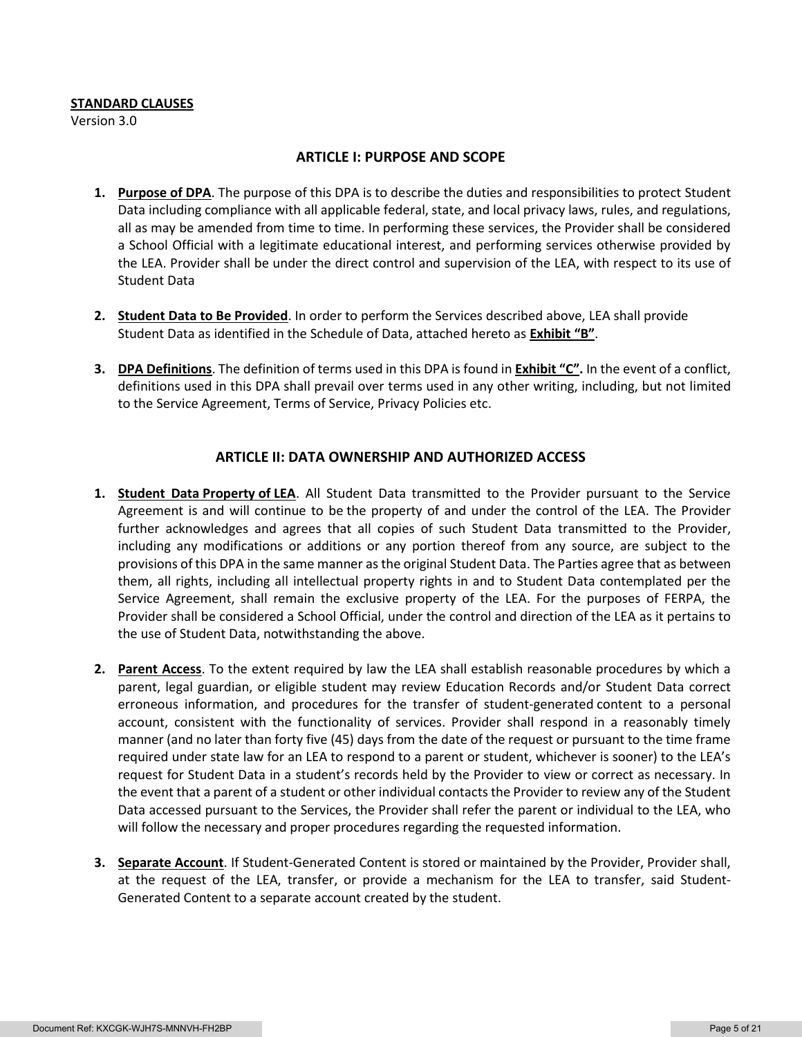**STANDARD CLAUSES**

Version 3.0

## ARTICLE I: PURPOSE AND SCOPE

1. **Purpose of DPA**. The purpose of this DPA is to describe the duties and responsibilities to protect Student Data including compliance with all applicable federal, state, and local privacy laws, rules, and regulations, all as may be amended from time to time. In performing these services, the Provider shall be considered a School Official with a legitimate educational interest, and performing services otherwise provided by the LEA. Provider shall be under the direct control and supervision of the LEA, with respect to its use of Student Data

2. **Student Data to Be Provided**. In order to perform the Services described above, LEA shall provide Student Data as identified in the Schedule of Data, attached hereto as **Exhibit "B"**.

3. **DPA Definitions**. The definition of terms used in this DPA is found in **Exhibit "C".** In the event of a conflict, definitions used in this DPA shall prevail over terms used in any other writing, including, but not limited to the Service Agreement, Terms of Service, Privacy Policies etc.

## ARTICLE II: DATA OWNERSHIP AND AUTHORIZED ACCESS

1. **Student Data Property of LEA**. All Student Data transmitted to the Provider pursuant to the Service Agreement is and will continue to be the property of and under the control of the LEA. The Provider further acknowledges and agrees that all copies of such Student Data transmitted to the Provider, including any modifications or additions or any portion thereof from any source, are subject to the provisions of this DPA in the same manner as the original Student Data. The Parties agree that as between them, all rights, including all intellectual property rights in and to Student Data contemplated per the Service Agreement, shall remain the exclusive property of the LEA. For the purposes of FERPA, the Provider shall be considered a School Official, under the control and direction of the LEA as it pertains to the use of Student Data, notwithstanding the above.

2. **Parent Access**. To the extent required by law the LEA shall establish reasonable procedures by which a parent, legal guardian, or eligible student may review Education Records and/or Student Data correct erroneous information, and procedures for the transfer of student-generated content to a personal account, consistent with the functionality of services. Provider shall respond in a reasonably timely manner (and no later than forty five (45) days from the date of the request or pursuant to the time frame required under state law for an LEA to respond to a parent or student, whichever is sooner) to the LEA's request for Student Data in a student's records held by the Provider to view or correct as necessary. In the event that a parent of a student or other individual contacts the Provider to review any of the Student Data accessed pursuant to the Services, the Provider shall refer the parent or individual to the LEA, who will follow the necessary and proper procedures regarding the requested information.

3. **Separate Account**. If Student-Generated Content is stored or maintained by the Provider, Provider shall, at the request of the LEA, transfer, or provide a mechanism for the LEA to transfer, said Student-Generated Content to a separate account created by the student.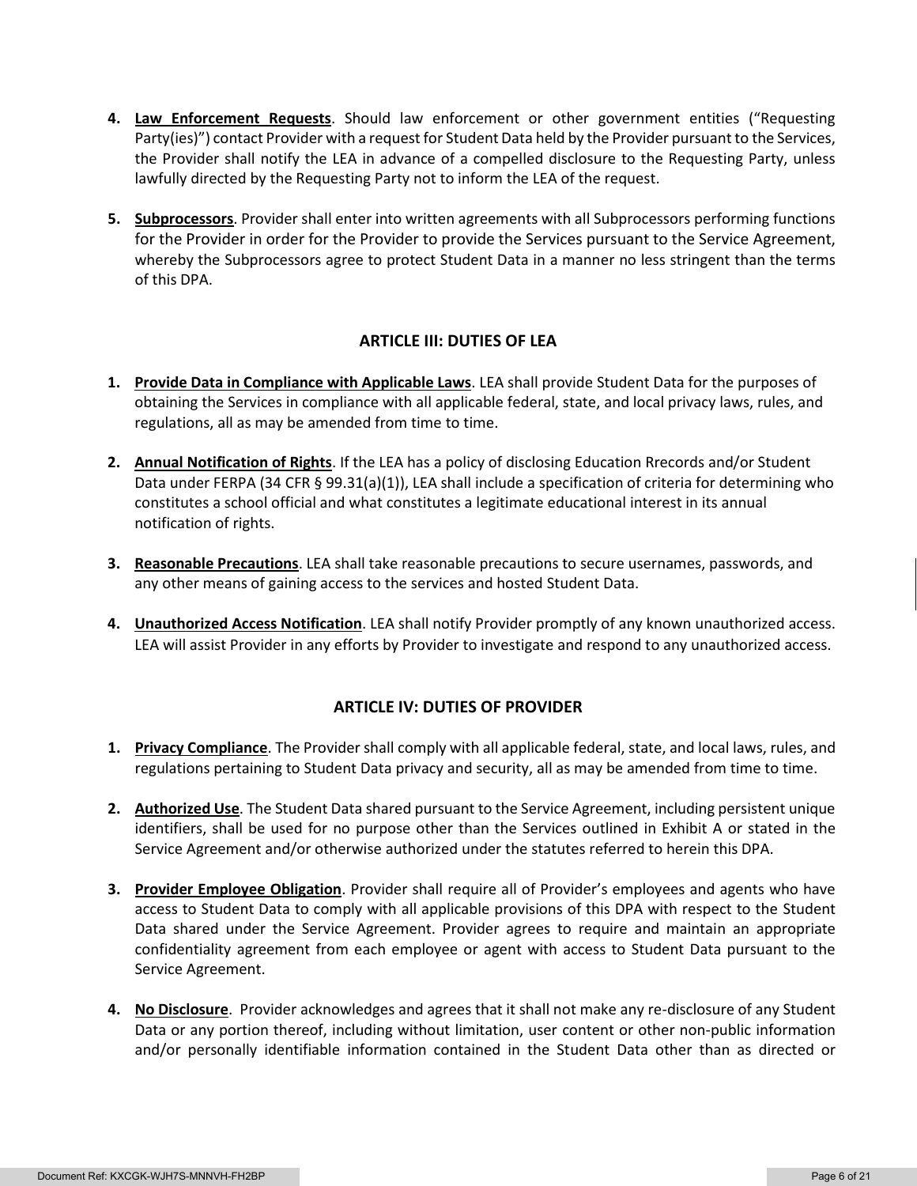4. **Law Enforcement Requests**. Should law enforcement or other government entities ("Requesting Party(ies)") contact Provider with a request for Student Data held by the Provider pursuant to the Services, the Provider shall notify the LEA in advance of a compelled disclosure to the Requesting Party, unless lawfully directed by the Requesting Party not to inform the LEA of the request.

5. **Subprocessors**. Provider shall enter into written agreements with all Subprocessors performing functions for the Provider in order for the Provider to provide the Services pursuant to the Service Agreement, whereby the Subprocessors agree to protect Student Data in a manner no less stringent than the terms of this DPA.

## ARTICLE III: DUTIES OF LEA

1. **Provide Data in Compliance with Applicable Laws**. LEA shall provide Student Data for the purposes of obtaining the Services in compliance with all applicable federal, state, and local privacy laws, rules, and regulations, all as may be amended from time to time.

2. **Annual Notification of Rights**. If the LEA has a policy of disclosing Education Rrecords and/or Student Data under FERPA (34 CFR § 99.31(a)(1)), LEA shall include a specification of criteria for determining who constitutes a school official and what constitutes a legitimate educational interest in its annual notification of rights.

3. **Reasonable Precautions**. LEA shall take reasonable precautions to secure usernames, passwords, and any other means of gaining access to the services and hosted Student Data.

4. **Unauthorized Access Notification**. LEA shall notify Provider promptly of any known unauthorized access. LEA will assist Provider in any efforts by Provider to investigate and respond to any unauthorized access.

## ARTICLE IV: DUTIES OF PROVIDER

1. **Privacy Compliance**. The Provider shall comply with all applicable federal, state, and local laws, rules, and regulations pertaining to Student Data privacy and security, all as may be amended from time to time.

2. **Authorized Use**. The Student Data shared pursuant to the Service Agreement, including persistent unique identifiers, shall be used for no purpose other than the Services outlined in Exhibit A or stated in the Service Agreement and/or otherwise authorized under the statutes referred to herein this DPA.

3. **Provider Employee Obligation**. Provider shall require all of Provider's employees and agents who have access to Student Data to comply with all applicable provisions of this DPA with respect to the Student Data shared under the Service Agreement. Provider agrees to require and maintain an appropriate confidentiality agreement from each employee or agent with access to Student Data pursuant to the Service Agreement.

4. **No Disclosure**. Provider acknowledges and agrees that it shall not make any re-disclosure of any Student Data or any portion thereof, including without limitation, user content or other non-public information and/or personally identifiable information contained in the Student Data other than as directed or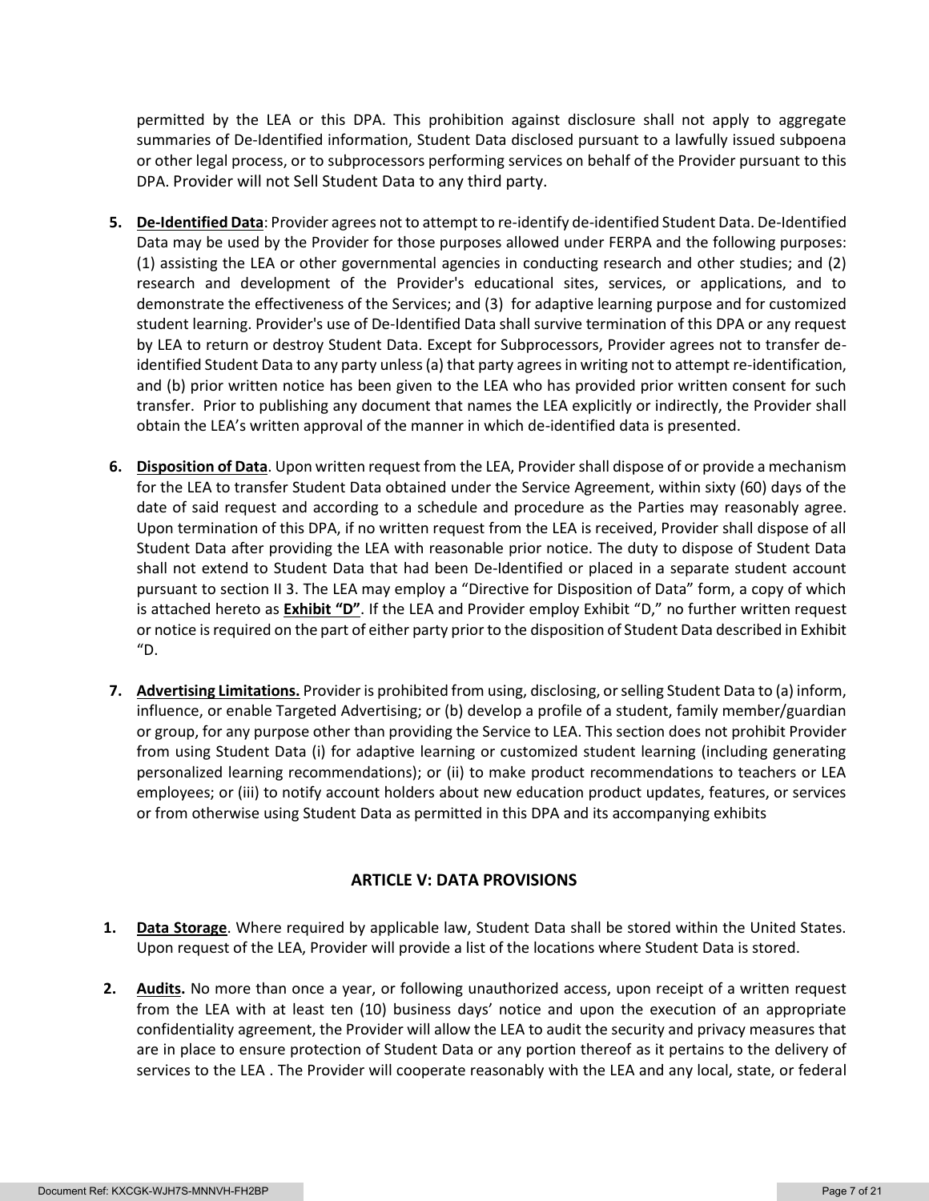permitted by the LEA or this DPA. This prohibition against disclosure shall not apply to aggregate summaries of De-Identified information, Student Data disclosed pursuant to a lawfully issued subpoena or other legal process, or to subprocessors performing services on behalf of the Provider pursuant to this DPA. Provider will not Sell Student Data to any third party.

5. **De-Identified Data**: Provider agrees not to attempt to re-identify de-identified Student Data. De-Identified Data may be used by the Provider for those purposes allowed under FERPA and the following purposes: (1) assisting the LEA or other governmental agencies in conducting research and other studies; and (2) research and development of the Provider's educational sites, services, or applications, and to demonstrate the effectiveness of the Services; and (3) for adaptive learning purpose and for customized student learning. Provider's use of De-Identified Data shall survive termination of this DPA or any request by LEA to return or destroy Student Data. Except for Subprocessors, Provider agrees not to transfer de-identified Student Data to any party unless (a) that party agrees in writing not to attempt re-identification, and (b) prior written notice has been given to the LEA who has provided prior written consent for such transfer. Prior to publishing any document that names the LEA explicitly or indirectly, the Provider shall obtain the LEA's written approval of the manner in which de-identified data is presented.

6. **Disposition of Data**. Upon written request from the LEA, Provider shall dispose of or provide a mechanism for the LEA to transfer Student Data obtained under the Service Agreement, within sixty (60) days of the date of said request and according to a schedule and procedure as the Parties may reasonably agree. Upon termination of this DPA, if no written request from the LEA is received, Provider shall dispose of all Student Data after providing the LEA with reasonable prior notice. The duty to dispose of Student Data shall not extend to Student Data that had been De-Identified or placed in a separate student account pursuant to section II 3. The LEA may employ a "Directive for Disposition of Data" form, a copy of which is attached hereto as **Exhibit "D"**. If the LEA and Provider employ Exhibit "D," no further written request or notice is required on the part of either party prior to the disposition of Student Data described in Exhibit "D.

7. **Advertising Limitations.** Provider is prohibited from using, disclosing, or selling Student Data to (a) inform, influence, or enable Targeted Advertising; or (b) develop a profile of a student, family member/guardian or group, for any purpose other than providing the Service to LEA. This section does not prohibit Provider from using Student Data (i) for adaptive learning or customized student learning (including generating personalized learning recommendations); or (ii) to make product recommendations to teachers or LEA employees; or (iii) to notify account holders about new education product updates, features, or services or from otherwise using Student Data as permitted in this DPA and its accompanying exhibits

## ARTICLE V: DATA PROVISIONS

1. **Data Storage**. Where required by applicable law, Student Data shall be stored within the United States. Upon request of the LEA, Provider will provide a list of the locations where Student Data is stored.

2. **Audits.** No more than once a year, or following unauthorized access, upon receipt of a written request from the LEA with at least ten (10) business days' notice and upon the execution of an appropriate confidentiality agreement, the Provider will allow the LEA to audit the security and privacy measures that are in place to ensure protection of Student Data or any portion thereof as it pertains to the delivery of services to the LEA . The Provider will cooperate reasonably with the LEA and any local, state, or federal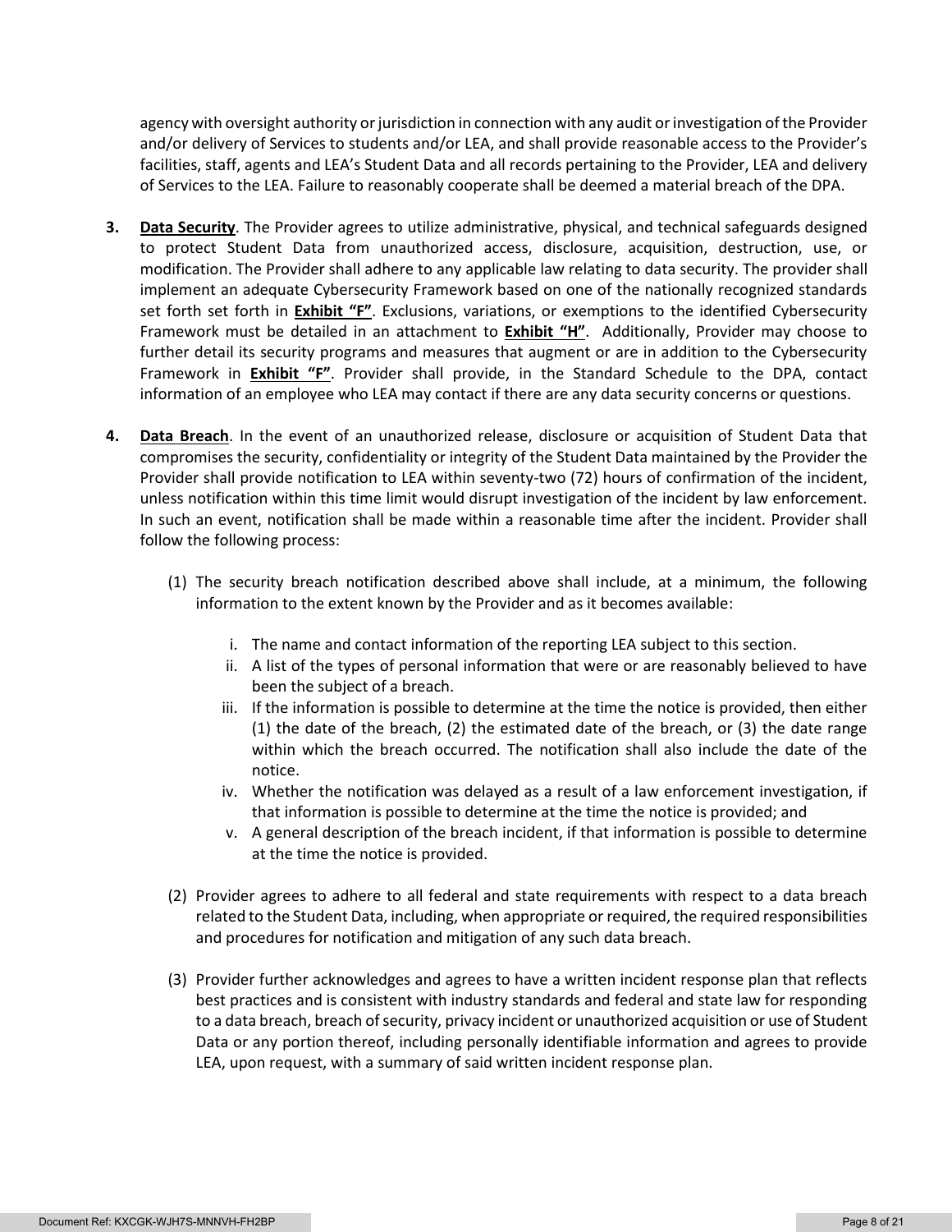agency with oversight authority or jurisdiction in connection with any audit or investigation of the Provider and/or delivery of Services to students and/or LEA, and shall provide reasonable access to the Provider's facilities, staff, agents and LEA's Student Data and all records pertaining to the Provider, LEA and delivery of Services to the LEA. Failure to reasonably cooperate shall be deemed a material breach of the DPA.

3. **Data Security**. The Provider agrees to utilize administrative, physical, and technical safeguards designed to protect Student Data from unauthorized access, disclosure, acquisition, destruction, use, or modification. The Provider shall adhere to any applicable law relating to data security. The provider shall implement an adequate Cybersecurity Framework based on one of the nationally recognized standards set forth set forth in **Exhibit "F"**. Exclusions, variations, or exemptions to the identified Cybersecurity Framework must be detailed in an attachment to **Exhibit "H"**. Additionally, Provider may choose to further detail its security programs and measures that augment or are in addition to the Cybersecurity Framework in **Exhibit "F"**. Provider shall provide, in the Standard Schedule to the DPA, contact information of an employee who LEA may contact if there are any data security concerns or questions.

4. **Data Breach**. In the event of an unauthorized release, disclosure or acquisition of Student Data that compromises the security, confidentiality or integrity of the Student Data maintained by the Provider the Provider shall provide notification to LEA within seventy-two (72) hours of confirmation of the incident, unless notification within this time limit would disrupt investigation of the incident by law enforcement. In such an event, notification shall be made within a reasonable time after the incident. Provider shall follow the following process:

   (1) The security breach notification described above shall include, at a minimum, the following information to the extent known by the Provider and as it becomes available:

      i. The name and contact information of the reporting LEA subject to this section.
      ii. A list of the types of personal information that were or are reasonably believed to have been the subject of a breach.
      iii. If the information is possible to determine at the time the notice is provided, then either (1) the date of the breach, (2) the estimated date of the breach, or (3) the date range within which the breach occurred. The notification shall also include the date of the notice.
      iv. Whether the notification was delayed as a result of a law enforcement investigation, if that information is possible to determine at the time the notice is provided; and
      v. A general description of the breach incident, if that information is possible to determine at the time the notice is provided.

   (2) Provider agrees to adhere to all federal and state requirements with respect to a data breach related to the Student Data, including, when appropriate or required, the required responsibilities and procedures for notification and mitigation of any such data breach.

   (3) Provider further acknowledges and agrees to have a written incident response plan that reflects best practices and is consistent with industry standards and federal and state law for responding to a data breach, breach of security, privacy incident or unauthorized acquisition or use of Student Data or any portion thereof, including personally identifiable information and agrees to provide LEA, upon request, with a summary of said written incident response plan.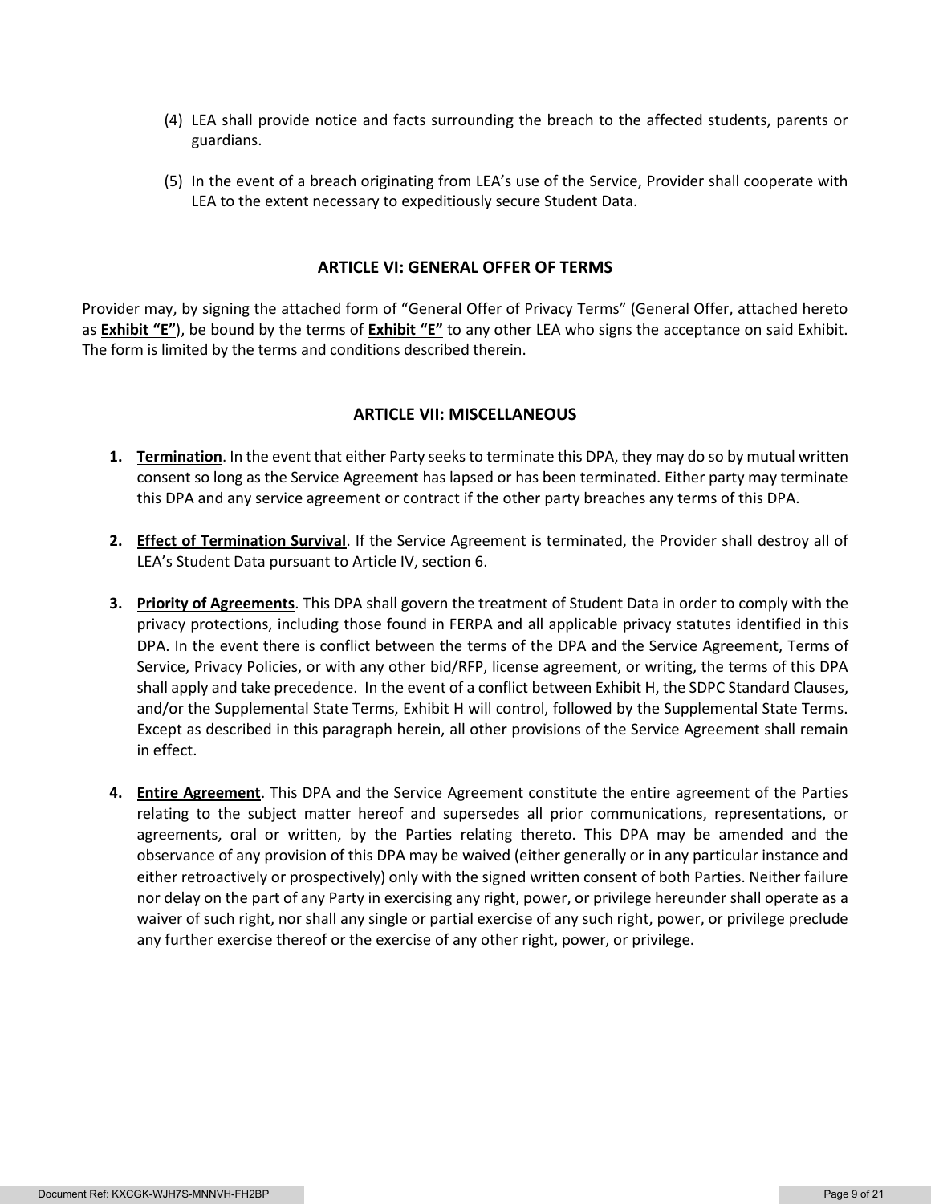(4) LEA shall provide notice and facts surrounding the breach to the affected students, parents or guardians.

(5) In the event of a breach originating from LEA's use of the Service, Provider shall cooperate with LEA to the extent necessary to expeditiously secure Student Data.

## ARTICLE VI: GENERAL OFFER OF TERMS

Provider may, by signing the attached form of "General Offer of Privacy Terms" (General Offer, attached hereto as **Exhibit "E"**), be bound by the terms of **Exhibit "E"** to any other LEA who signs the acceptance on said Exhibit. The form is limited by the terms and conditions described therein.

## ARTICLE VII: MISCELLANEOUS

1. **Termination**. In the event that either Party seeks to terminate this DPA, they may do so by mutual written consent so long as the Service Agreement has lapsed or has been terminated. Either party may terminate this DPA and any service agreement or contract if the other party breaches any terms of this DPA.

2. **Effect of Termination Survival**. If the Service Agreement is terminated, the Provider shall destroy all of LEA's Student Data pursuant to Article IV, section 6.

3. **Priority of Agreements**. This DPA shall govern the treatment of Student Data in order to comply with the privacy protections, including those found in FERPA and all applicable privacy statutes identified in this DPA. In the event there is conflict between the terms of the DPA and the Service Agreement, Terms of Service, Privacy Policies, or with any other bid/RFP, license agreement, or writing, the terms of this DPA shall apply and take precedence. In the event of a conflict between Exhibit H, the SDPC Standard Clauses, and/or the Supplemental State Terms, Exhibit H will control, followed by the Supplemental State Terms. Except as described in this paragraph herein, all other provisions of the Service Agreement shall remain in effect.

4. **Entire Agreement**. This DPA and the Service Agreement constitute the entire agreement of the Parties relating to the subject matter hereof and supersedes all prior communications, representations, or agreements, oral or written, by the Parties relating thereto. This DPA may be amended and the observance of any provision of this DPA may be waived (either generally or in any particular instance and either retroactively or prospectively) only with the signed written consent of both Parties. Neither failure nor delay on the part of any Party in exercising any right, power, or privilege hereunder shall operate as a waiver of such right, nor shall any single or partial exercise of any such right, power, or privilege preclude any further exercise thereof or the exercise of any other right, power, or privilege.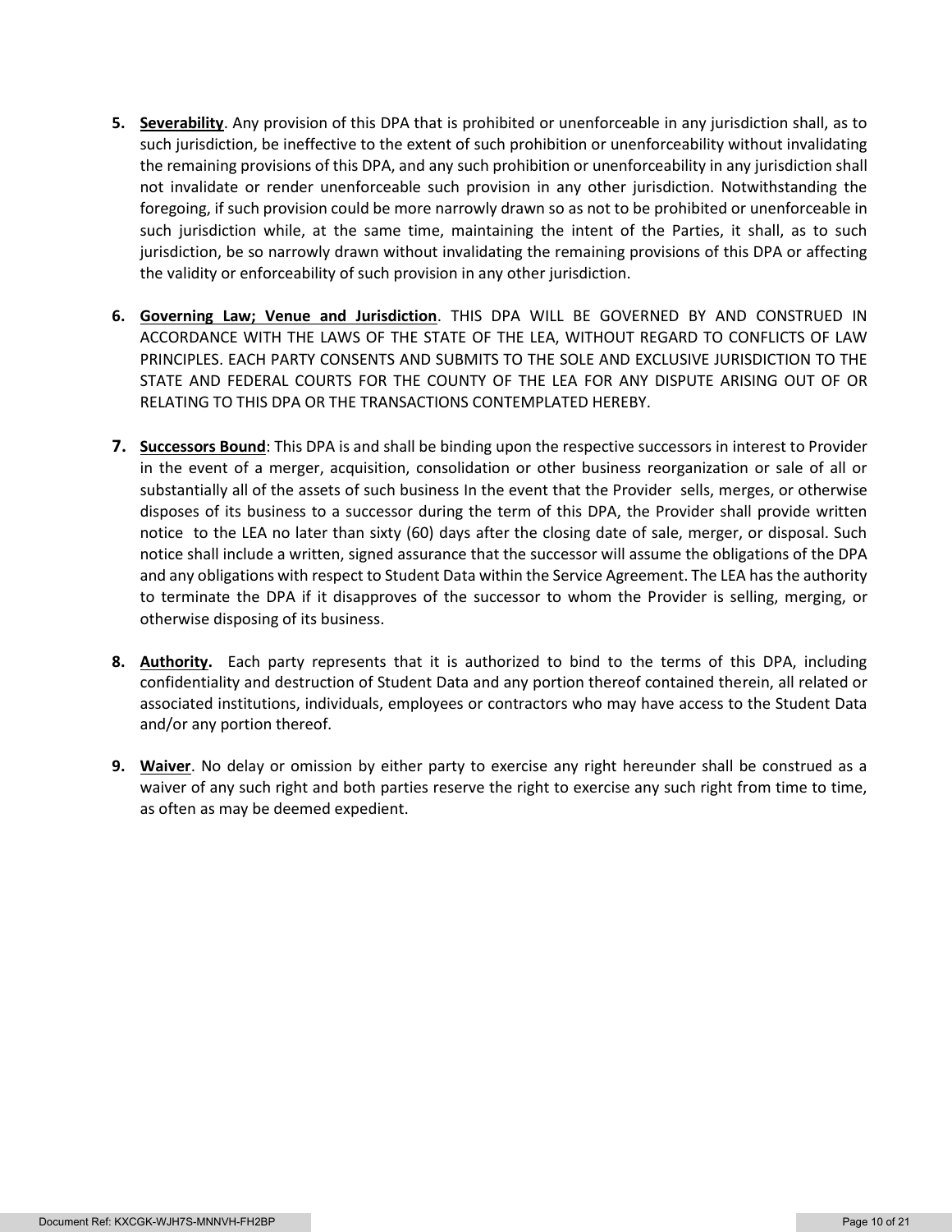5. **Severability**. Any provision of this DPA that is prohibited or unenforceable in any jurisdiction shall, as to such jurisdiction, be ineffective to the extent of such prohibition or unenforceability without invalidating the remaining provisions of this DPA, and any such prohibition or unenforceability in any jurisdiction shall not invalidate or render unenforceable such provision in any other jurisdiction. Notwithstanding the foregoing, if such provision could be more narrowly drawn so as not to be prohibited or unenforceable in such jurisdiction while, at the same time, maintaining the intent of the Parties, it shall, as to such jurisdiction, be so narrowly drawn without invalidating the remaining provisions of this DPA or affecting the validity or enforceability of such provision in any other jurisdiction.

6. **Governing Law; Venue and Jurisdiction**. THIS DPA WILL BE GOVERNED BY AND CONSTRUED IN ACCORDANCE WITH THE LAWS OF THE STATE OF THE LEA, WITHOUT REGARD TO CONFLICTS OF LAW PRINCIPLES. EACH PARTY CONSENTS AND SUBMITS TO THE SOLE AND EXCLUSIVE JURISDICTION TO THE STATE AND FEDERAL COURTS FOR THE COUNTY OF THE LEA FOR ANY DISPUTE ARISING OUT OF OR RELATING TO THIS DPA OR THE TRANSACTIONS CONTEMPLATED HEREBY.

7. **Successors Bound**: This DPA is and shall be binding upon the respective successors in interest to Provider in the event of a merger, acquisition, consolidation or other business reorganization or sale of all or substantially all of the assets of such business In the event that the Provider sells, merges, or otherwise disposes of its business to a successor during the term of this DPA, the Provider shall provide written notice to the LEA no later than sixty (60) days after the closing date of sale, merger, or disposal. Such notice shall include a written, signed assurance that the successor will assume the obligations of the DPA and any obligations with respect to Student Data within the Service Agreement. The LEA has the authority to terminate the DPA if it disapproves of the successor to whom the Provider is selling, merging, or otherwise disposing of its business.

8. **Authority.** Each party represents that it is authorized to bind to the terms of this DPA, including confidentiality and destruction of Student Data and any portion thereof contained therein, all related or associated institutions, individuals, employees or contractors who may have access to the Student Data and/or any portion thereof.

9. **Waiver**. No delay or omission by either party to exercise any right hereunder shall be construed as a waiver of any such right and both parties reserve the right to exercise any such right from time to time, as often as may be deemed expedient.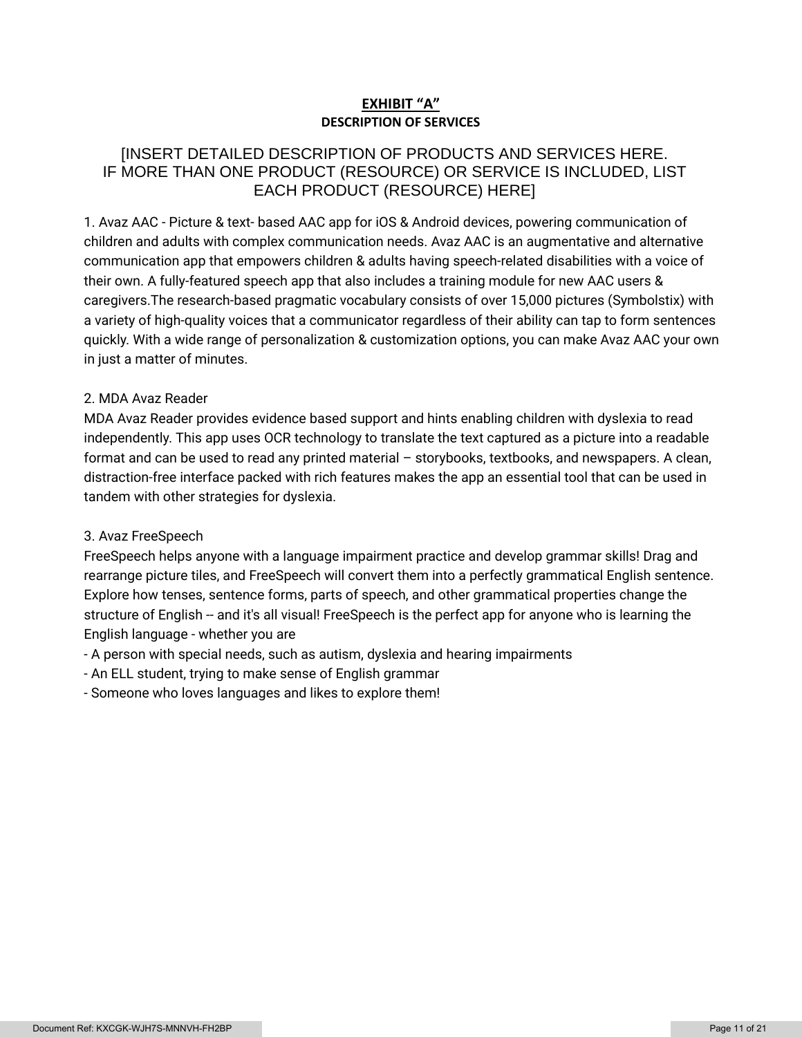# EXHIBIT "A"

## DESCRIPTION OF SERVICES

[INSERT DETAILED DESCRIPTION OF PRODUCTS AND SERVICES HERE. IF MORE THAN ONE PRODUCT (RESOURCE) OR SERVICE IS INCLUDED, LIST EACH PRODUCT (RESOURCE) HERE]

1. Avaz AAC - Picture & text- based AAC app for iOS & Android devices, powering communication of children and adults with complex communication needs. Avaz AAC is an augmentative and alternative communication app that empowers children & adults having speech-related disabilities with a voice of their own. A fully-featured speech app that also includes a training module for new AAC users & caregivers.The research-based pragmatic vocabulary consists of over 15,000 pictures (Symbolstix) with a variety of high-quality voices that a communicator regardless of their ability can tap to form sentences quickly. With a wide range of personalization & customization options, you can make Avaz AAC your own in just a matter of minutes.

2. MDA Avaz Reader

MDA Avaz Reader provides evidence based support and hints enabling children with dyslexia to read independently. This app uses OCR technology to translate the text captured as a picture into a readable format and can be used to read any printed material – storybooks, textbooks, and newspapers. A clean, distraction-free interface packed with rich features makes the app an essential tool that can be used in tandem with other strategies for dyslexia.

3. Avaz FreeSpeech

FreeSpeech helps anyone with a language impairment practice and develop grammar skills! Drag and rearrange picture tiles, and FreeSpeech will convert them into a perfectly grammatical English sentence. Explore how tenses, sentence forms, parts of speech, and other grammatical properties change the structure of English -- and it's all visual! FreeSpeech is the perfect app for anyone who is learning the English language - whether you are

- A person with special needs, such as autism, dyslexia and hearing impairments
- An ELL student, trying to make sense of English grammar
- Someone who loves languages and likes to explore them!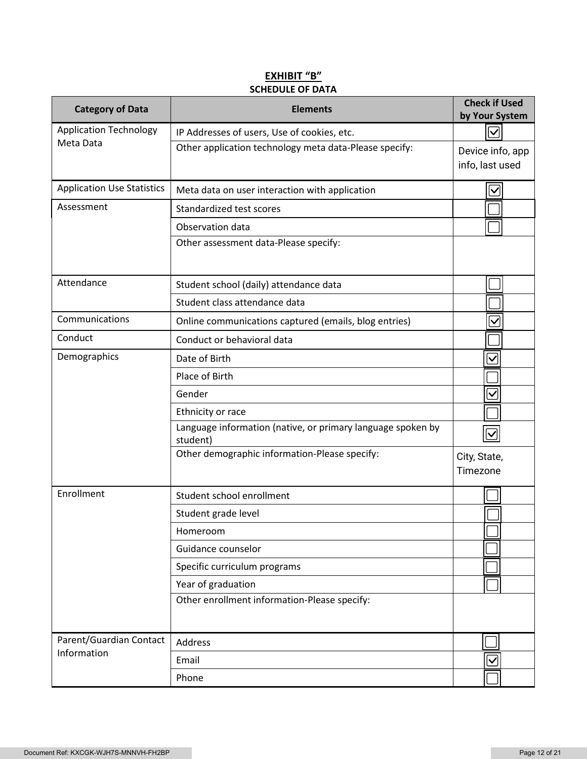**EXHIBIT “B”**

**SCHEDULE OF DATA**

| Category of Data | Elements | Check if Used by Your System |
|---|---|---|
| Application Technology Meta Data | IP Addresses of users, Use of cookies, etc. | ☑ |
| | Other application technology meta data-Please specify: | Device info, app info, last used |
| Application Use Statistics | Meta data on user interaction with application | ☑ |
| Assessment | Standardized test scores | ☐ |
| | Observation data | ☐ |
| | Other assessment data-Please specify: | |
| Attendance | Student school (daily) attendance data | ☐ |
| | Student class attendance data | ☐ |
| Communications | Online communications captured (emails, blog entries) | ☑ |
| Conduct | Conduct or behavioral data | ☐ |
| Demographics | Date of Birth | ☑ |
| | Place of Birth | ☐ |
| | Gender | ☑ |
| | Ethnicity or race | ☐ |
| | Language information (native, or primary language spoken by student) | ☑ |
| | Other demographic information-Please specify: | City, State, Timezone |
| Enrollment | Student school enrollment | ☐ |
| | Student grade level | ☐ |
| | Homeroom | ☐ |
| | Guidance counselor | ☐ |
| | Specific curriculum programs | ☐ |
| | Year of graduation | ☐ |
| | Other enrollment information-Please specify: | |
| Parent/Guardian Contact Information | Address | ☐ |
| | Email | ☑ |
| | Phone | ☐ |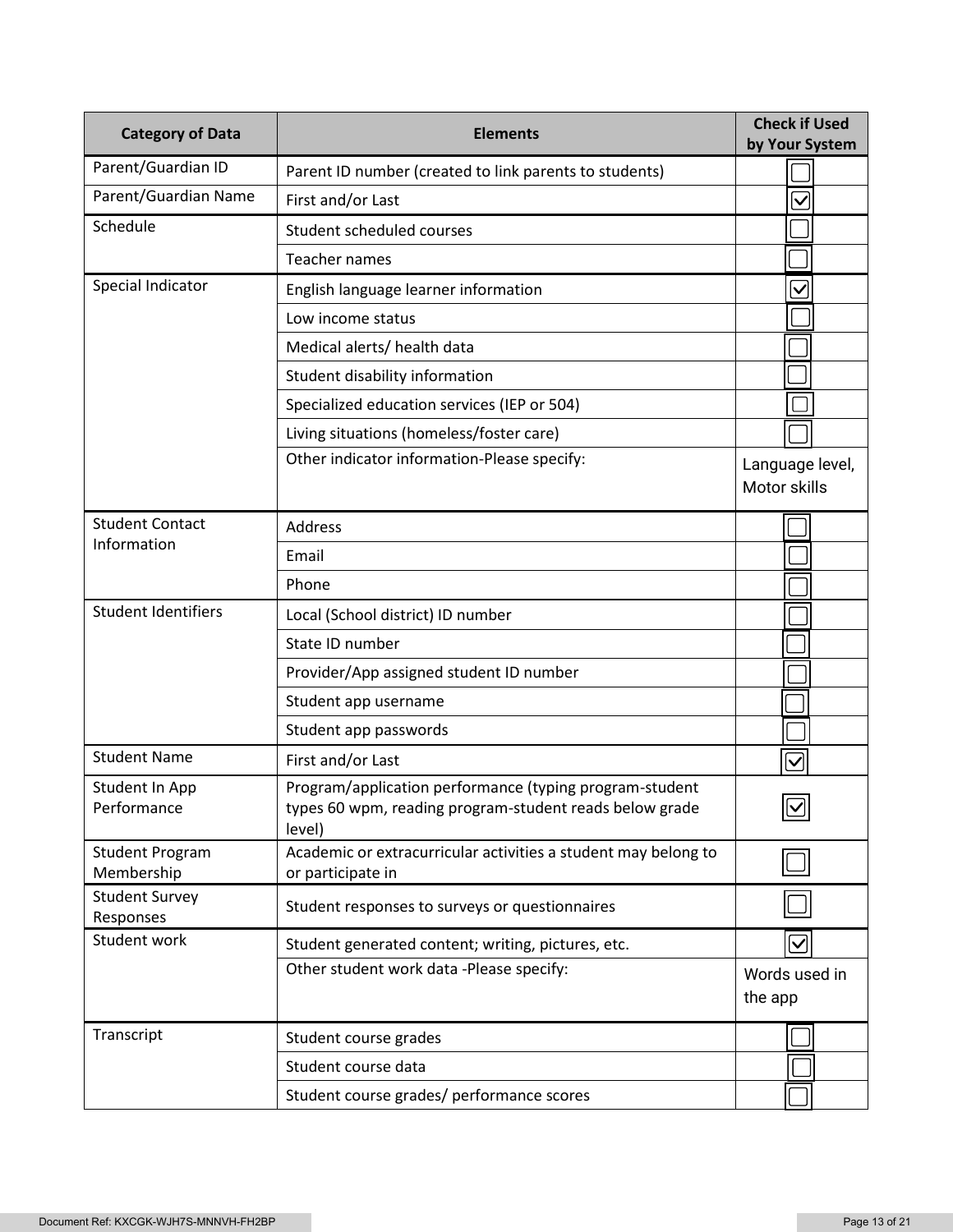| Category of Data | Elements | Check if Used by Your System |
|---|---|---|
| Parent/Guardian ID | Parent ID number (created to link parents to students) | ☐ |
| Parent/Guardian Name | First and/or Last | ☑ |
| Schedule | Student scheduled courses | ☐ |
| | Teacher names | ☐ |
| Special Indicator | English language learner information | ☑ |
| | Low income status | ☐ |
| | Medical alerts/ health data | ☐ |
| | Student disability information | ☐ |
| | Specialized education services (IEP or 504) | ☐ |
| | Living situations (homeless/foster care) | ☐ |
| | Other indicator information-Please specify: | Language level, Motor skills |
| Student Contact Information | Address | ☐ |
| | Email | ☐ |
| | Phone | ☐ |
| Student Identifiers | Local (School district) ID number | ☐ |
| | State ID number | ☐ |
| | Provider/App assigned student ID number | ☐ |
| | Student app username | ☐ |
| | Student app passwords | ☐ |
| Student Name | First and/or Last | ☑ |
| Student In App Performance | Program/application performance (typing program-student types 60 wpm, reading program-student reads below grade level) | ☑ |
| Student Program Membership | Academic or extracurricular activities a student may belong to or participate in | ☐ |
| Student Survey Responses | Student responses to surveys or questionnaires | ☐ |
| Student work | Student generated content; writing, pictures, etc. | ☑ |
| | Other student work data -Please specify: | Words used in the app |
| Transcript | Student course grades | ☐ |
| | Student course data | ☐ |
| | Student course grades/ performance scores | ☐ |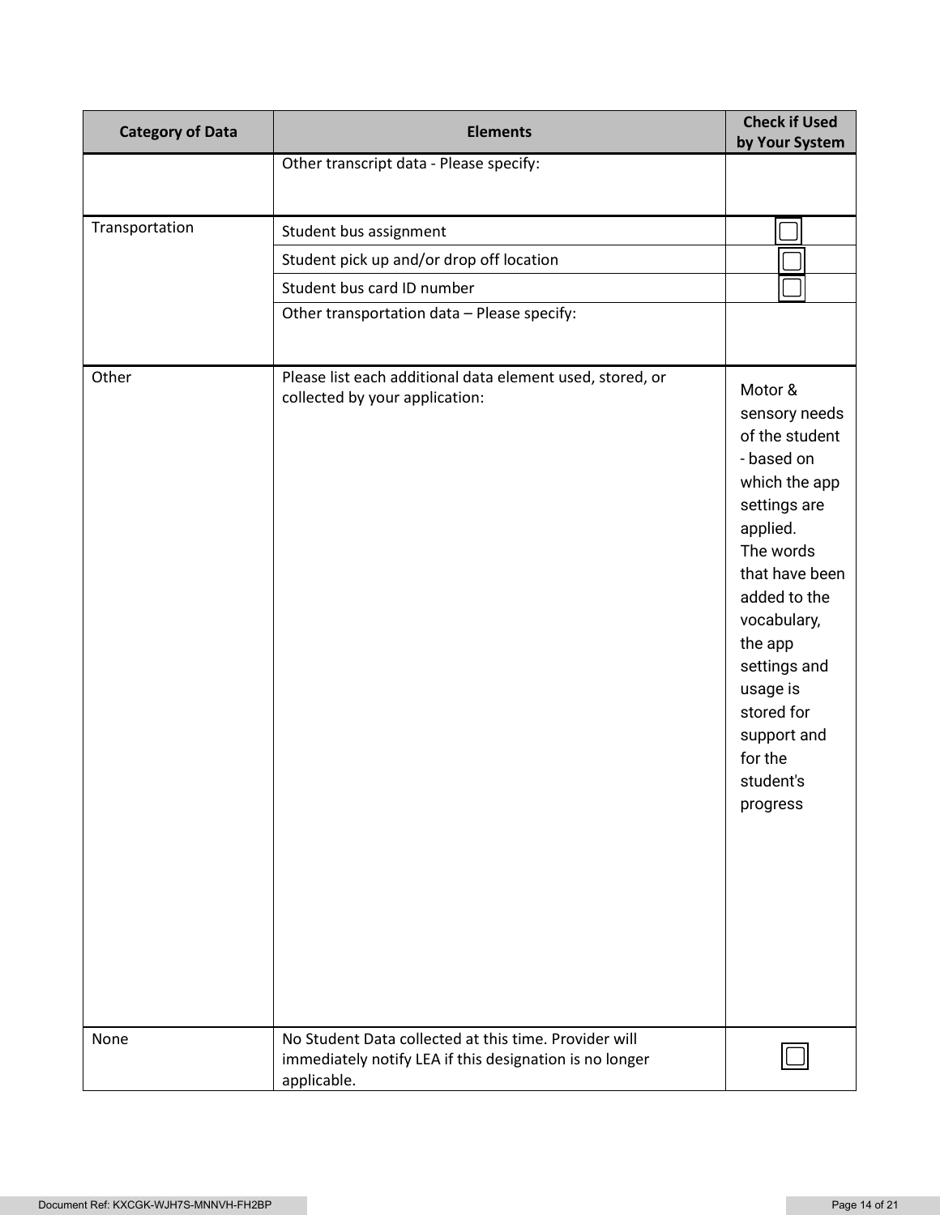| Category of Data | Elements | Check if Used by Your System |
| --- | --- | --- |
| | Other transcript data - Please specify: | |
| Transportation | Student bus assignment | ☐ |
| | Student pick up and/or drop off location | ☐ |
| | Student bus card ID number | ☐ |
| | Other transportation data – Please specify: | |
| Other | Please list each additional data element used, stored, or collected by your application: | Motor & sensory needs of the student - based on which the app settings are applied. The words that have been added to the vocabulary, the app settings and usage is stored for support and for the student's progress |
| None | No Student Data collected at this time. Provider will immediately notify LEA if this designation is no longer applicable. | ☐ |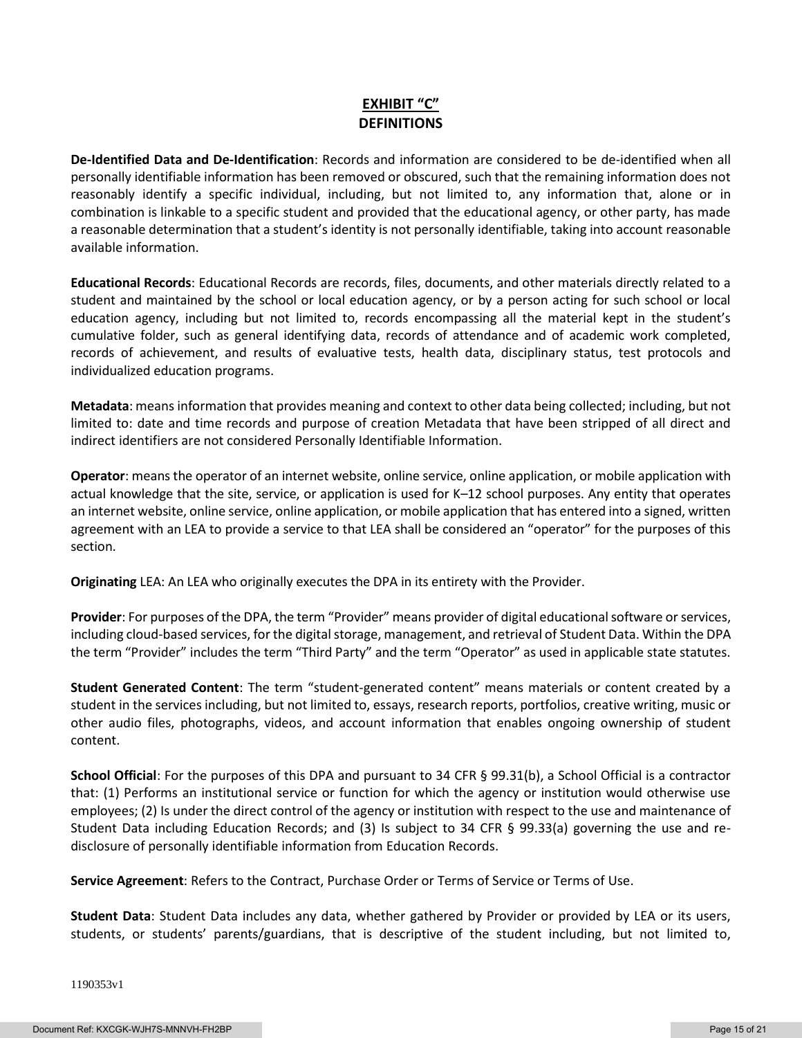## EXHIBIT "C"
## DEFINITIONS

**De-Identified Data and De-Identification**: Records and information are considered to be de-identified when all personally identifiable information has been removed or obscured, such that the remaining information does not reasonably identify a specific individual, including, but not limited to, any information that, alone or in combination is linkable to a specific student and provided that the educational agency, or other party, has made a reasonable determination that a student's identity is not personally identifiable, taking into account reasonable available information.

**Educational Records**: Educational Records are records, files, documents, and other materials directly related to a student and maintained by the school or local education agency, or by a person acting for such school or local education agency, including but not limited to, records encompassing all the material kept in the student's cumulative folder, such as general identifying data, records of attendance and of academic work completed, records of achievement, and results of evaluative tests, health data, disciplinary status, test protocols and individualized education programs.

**Metadata**: means information that provides meaning and context to other data being collected; including, but not limited to: date and time records and purpose of creation Metadata that have been stripped of all direct and indirect identifiers are not considered Personally Identifiable Information.

**Operator**: means the operator of an internet website, online service, online application, or mobile application with actual knowledge that the site, service, or application is used for K–12 school purposes. Any entity that operates an internet website, online service, online application, or mobile application that has entered into a signed, written agreement with an LEA to provide a service to that LEA shall be considered an "operator" for the purposes of this section.

**Originating** LEA: An LEA who originally executes the DPA in its entirety with the Provider.

**Provider**: For purposes of the DPA, the term "Provider" means provider of digital educational software or services, including cloud-based services, for the digital storage, management, and retrieval of Student Data. Within the DPA the term "Provider" includes the term "Third Party" and the term "Operator" as used in applicable state statutes.

**Student Generated Content**: The term "student-generated content" means materials or content created by a student in the services including, but not limited to, essays, research reports, portfolios, creative writing, music or other audio files, photographs, videos, and account information that enables ongoing ownership of student content.

**School Official**: For the purposes of this DPA and pursuant to 34 CFR § 99.31(b), a School Official is a contractor that: (1) Performs an institutional service or function for which the agency or institution would otherwise use employees; (2) Is under the direct control of the agency or institution with respect to the use and maintenance of Student Data including Education Records; and (3) Is subject to 34 CFR § 99.33(a) governing the use and re-disclosure of personally identifiable information from Education Records.

**Service Agreement**: Refers to the Contract, Purchase Order or Terms of Service or Terms of Use.

**Student Data**: Student Data includes any data, whether gathered by Provider or provided by LEA or its users, students, or students' parents/guardians, that is descriptive of the student including, but not limited to,

1190353v1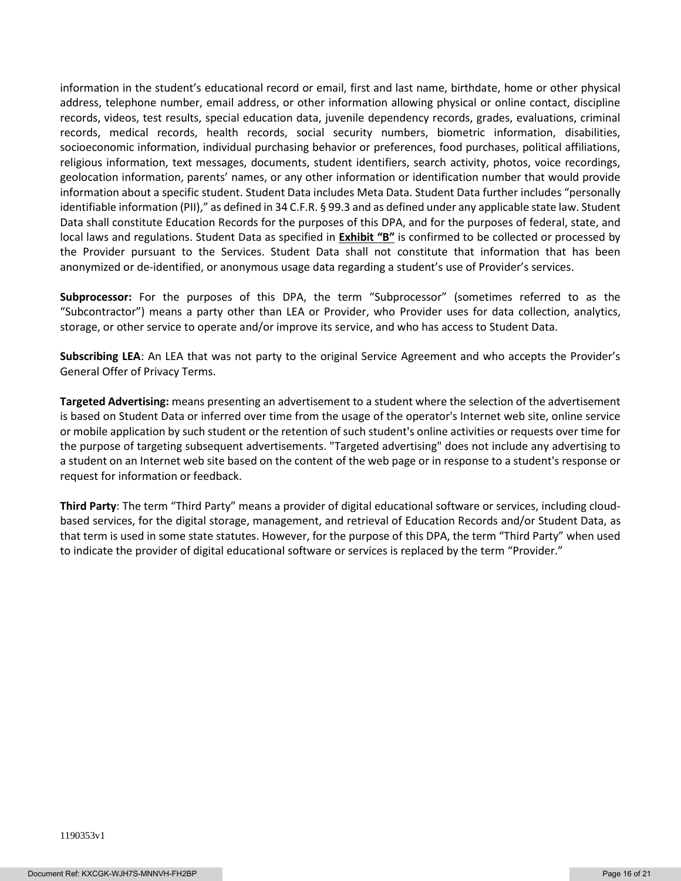information in the student’s educational record or email, first and last name, birthdate, home or other physical address, telephone number, email address, or other information allowing physical or online contact, discipline records, videos, test results, special education data, juvenile dependency records, grades, evaluations, criminal records, medical records, health records, social security numbers, biometric information, disabilities, socioeconomic information, individual purchasing behavior or preferences, food purchases, political affiliations, religious information, text messages, documents, student identifiers, search activity, photos, voice recordings, geolocation information, parents’ names, or any other information or identification number that would provide information about a specific student. Student Data includes Meta Data. Student Data further includes “personally identifiable information (PII),” as defined in 34 C.F.R. § 99.3 and as defined under any applicable state law. Student Data shall constitute Education Records for the purposes of this DPA, and for the purposes of federal, state, and local laws and regulations. Student Data as specified in **Exhibit “B”** is confirmed to be collected or processed by the Provider pursuant to the Services. Student Data shall not constitute that information that has been anonymized or de-identified, or anonymous usage data regarding a student’s use of Provider’s services.

**Subprocessor:** For the purposes of this DPA, the term “Subprocessor” (sometimes referred to as the “Subcontractor”) means a party other than LEA or Provider, who Provider uses for data collection, analytics, storage, or other service to operate and/or improve its service, and who has access to Student Data.

**Subscribing LEA**: An LEA that was not party to the original Service Agreement and who accepts the Provider’s General Offer of Privacy Terms.

**Targeted Advertising:** means presenting an advertisement to a student where the selection of the advertisement is based on Student Data or inferred over time from the usage of the operator's Internet web site, online service or mobile application by such student or the retention of such student's online activities or requests over time for the purpose of targeting subsequent advertisements. "Targeted advertising" does not include any advertising to a student on an Internet web site based on the content of the web page or in response to a student's response or request for information or feedback.

**Third Party**: The term “Third Party” means a provider of digital educational software or services, including cloud-based services, for the digital storage, management, and retrieval of Education Records and/or Student Data, as that term is used in some state statutes. However, for the purpose of this DPA, the term “Third Party” when used to indicate the provider of digital educational software or services is replaced by the term “Provider.”

1190353v1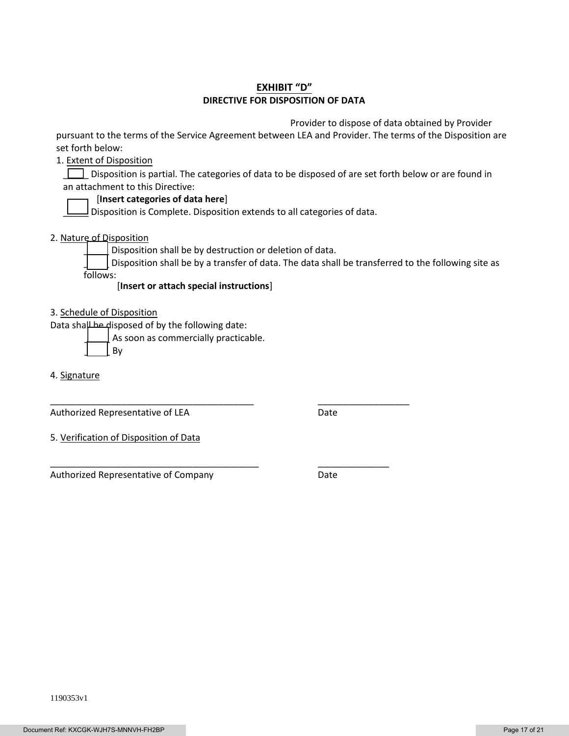## EXHIBIT "D"

### DIRECTIVE FOR DISPOSITION OF DATA

Provider to dispose of data obtained by Provider pursuant to the terms of the Service Agreement between LEA and Provider. The terms of the Disposition are set forth below:

1. Extent of Disposition

☐ Disposition is partial. The categories of data to be disposed of are set forth below or are found in an attachment to this Directive:

[**Insert categories of data here**]

☐ Disposition is Complete. Disposition extends to all categories of data.

2. Nature of Disposition

☐ Disposition shall be by destruction or deletion of data.

☐ Disposition shall be by a transfer of data. The data shall be transferred to the following site as follows:

[**Insert or attach special instructions**]

3. Schedule of Disposition

Data shall be disposed of by the following date:

☐ As soon as commercially practicable.

☐ By

4. Signature

\_\_\_\_\_\_\_\_\_\_\_\_\_\_\_\_\_\_\_\_\_\_\_\_\_\_\_\_\_\_\_\_\_\_\_\_\_\_\_\_ \_\_\_\_\_\_\_\_\_\_\_\_\_\_\_\_\_\_

Authorized Representative of LEA Date

5. Verification of Disposition of Data

\_\_\_\_\_\_\_\_\_\_\_\_\_\_\_\_\_\_\_\_\_\_\_\_\_\_\_\_\_\_\_\_\_\_\_\_\_\_\_\_ \_\_\_\_\_\_\_\_\_\_\_\_\_\_

Authorized Representative of Company Date

1190353v1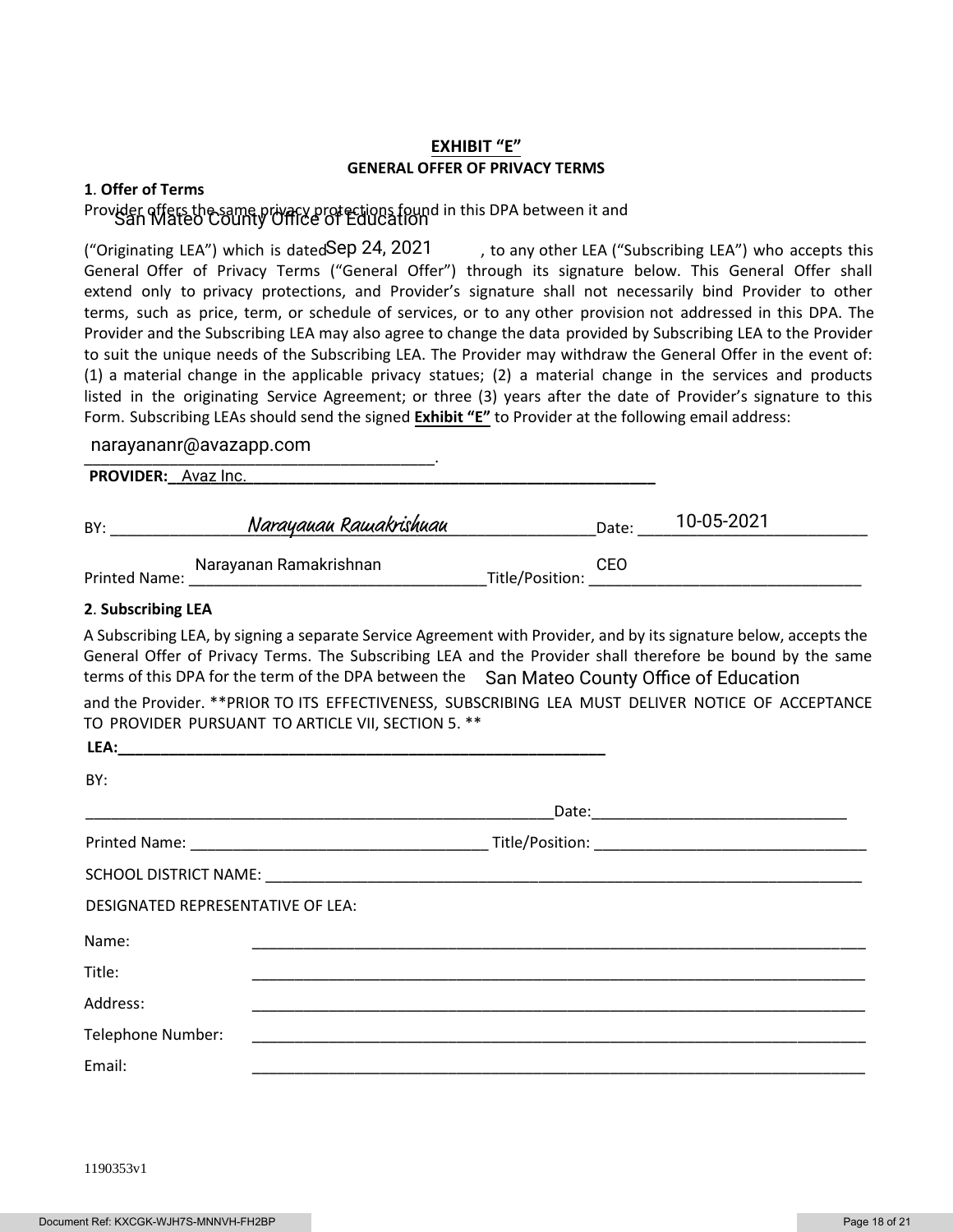## EXHIBIT "E"

### GENERAL OFFER OF PRIVACY TERMS

**1. Offer of Terms**

Provider offers the same privacy protections found in this DPA between it and San Mateo County Office of Education ("Originating LEA") which is dated Sep 24, 2021, to any other LEA ("Subscribing LEA") who accepts this General Offer of Privacy Terms ("General Offer") through its signature below. This General Offer shall extend only to privacy protections, and Provider's signature shall not necessarily bind Provider to other terms, such as price, term, or schedule of services, or to any other provision not addressed in this DPA. The Provider and the Subscribing LEA may also agree to change the data provided by Subscribing LEA to the Provider to suit the unique needs of the Subscribing LEA. The Provider may withdraw the General Offer in the event of: (1) a material change in the applicable privacy statues; (2) a material change in the services and products listed in the originating Service Agreement; or three (3) years after the date of Provider's signature to this Form. Subscribing LEAs should send the signed **Exhibit "E"** to Provider at the following email address:

narayananr@avazapp.com.

**PROVIDER:** Avaz Inc.

BY: *Narayanan Ramakrishnan* Date: 10-05-2021

Printed Name: Narayanan Ramakrishnan Title/Position: CEO

**2. Subscribing LEA**

A Subscribing LEA, by signing a separate Service Agreement with Provider, and by its signature below, accepts the General Offer of Privacy Terms. The Subscribing LEA and the Provider shall therefore be bound by the same terms of this DPA for the term of the DPA between the San Mateo County Office of Education and the Provider. **PRIOR TO ITS EFFECTIVENESS, SUBSCRIBING LEA MUST DELIVER NOTICE OF ACCEPTANCE TO PROVIDER PURSUANT TO ARTICLE VII, SECTION 5. **

**LEA:**\_\_\_\_\_\_\_\_\_\_\_\_\_\_\_\_\_\_\_\_\_\_\_\_\_\_\_\_\_\_\_\_\_\_\_\_\_\_\_\_

BY:

\_\_\_\_\_\_\_\_\_\_\_\_\_\_\_\_\_\_\_\_\_\_\_\_\_\_\_\_\_\_\_\_\_\_\_\_\_\_\_\_ Date: \_\_\_\_\_\_\_\_\_\_\_\_\_\_\_\_\_\_\_\_

Printed Name: \_\_\_\_\_\_\_\_\_\_\_\_\_\_\_\_\_\_\_\_\_\_\_\_ Title/Position: \_\_\_\_\_\_\_\_\_\_\_\_\_\_\_\_\_\_\_\_

SCHOOL DISTRICT NAME: \_\_\_\_\_\_\_\_\_\_\_\_\_\_\_\_\_\_\_\_\_\_\_\_\_\_\_\_\_\_\_\_\_\_\_\_\_\_\_\_

DESIGNATED REPRESENTATIVE OF LEA:

Name: \_\_\_\_\_\_\_\_\_\_\_\_\_\_\_\_\_\_\_\_\_\_\_\_\_\_\_\_\_\_\_\_\_\_\_\_\_\_\_\_

Title: \_\_\_\_\_\_\_\_\_\_\_\_\_\_\_\_\_\_\_\_\_\_\_\_\_\_\_\_\_\_\_\_\_\_\_\_\_\_\_\_

Address: \_\_\_\_\_\_\_\_\_\_\_\_\_\_\_\_\_\_\_\_\_\_\_\_\_\_\_\_\_\_\_\_\_\_\_\_\_\_\_\_

Telephone Number: \_\_\_\_\_\_\_\_\_\_\_\_\_\_\_\_\_\_\_\_\_\_\_\_\_\_\_\_\_\_\_\_\_\_\_\_\_\_\_\_

Email: \_\_\_\_\_\_\_\_\_\_\_\_\_\_\_\_\_\_\_\_\_\_\_\_\_\_\_\_\_\_\_\_\_\_\_\_\_\_\_\_

1190353v1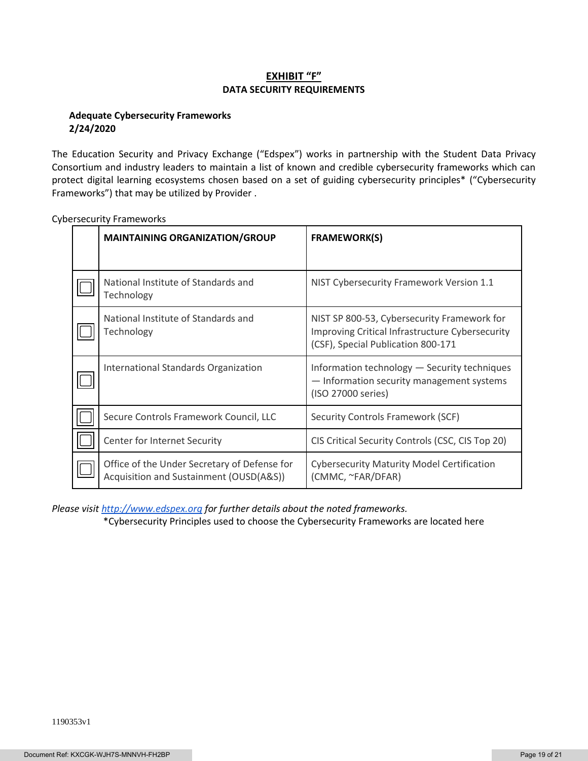# EXHIBIT "F"

## DATA SECURITY REQUIREMENTS

**Adequate Cybersecurity Frameworks**
**2/24/2020**

The Education Security and Privacy Exchange ("Edspex") works in partnership with the Student Data Privacy Consortium and industry leaders to maintain a list of known and credible cybersecurity frameworks which can protect digital learning ecosystems chosen based on a set of guiding cybersecurity principles* ("Cybersecurity Frameworks") that may be utilized by Provider .

Cybersecurity Frameworks

| | MAINTAINING ORGANIZATION/GROUP | FRAMEWORK(S) |
|---|---|---|
| ☐ | National Institute of Standards and Technology | NIST Cybersecurity Framework Version 1.1 |
| ☐ | National Institute of Standards and Technology | NIST SP 800-53, Cybersecurity Framework for Improving Critical Infrastructure Cybersecurity (CSF), Special Publication 800-171 |
| ☐ | International Standards Organization | Information technology — Security techniques — Information security management systems (ISO 27000 series) |
| ☐ | Secure Controls Framework Council, LLC | Security Controls Framework (SCF) |
| ☐ | Center for Internet Security | CIS Critical Security Controls (CSC, CIS Top 20) |
| ☐ | Office of the Under Secretary of Defense for Acquisition and Sustainment (OUSD(A&S)) | Cybersecurity Maturity Model Certification (CMMC, ~FAR/DFAR) |

*Please visit [http://www.edspex.org](http://www.edspex.org) for further details about the noted frameworks.*

*Cybersecurity Principles used to choose the Cybersecurity Frameworks are located here

1190353v1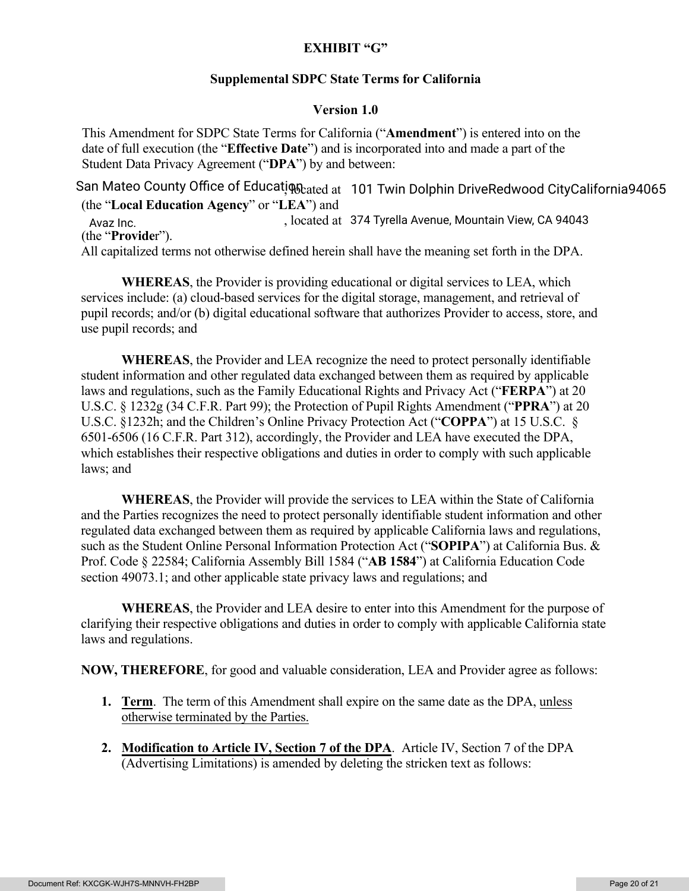**EXHIBIT "G"**

**Supplemental SDPC State Terms for California**

**Version 1.0**

This Amendment for SDPC State Terms for California ("**Amendment**") is entered into on the date of full execution (the "**Effective Date**") and is incorporated into and made a part of the Student Data Privacy Agreement ("**DPA**") by and between:

San Mateo County Office of Education, located at 101 Twin Dolphin DriveRedwood CityCalifornia94065 (the "**Local Education Agency**" or "**LEA**") and Avaz Inc., located at 374 Tyrella Avenue, Mountain View, CA 94043 (the "**Provider**").

All capitalized terms not otherwise defined herein shall have the meaning set forth in the DPA.

**WHEREAS**, the Provider is providing educational or digital services to LEA, which services include: (a) cloud-based services for the digital storage, management, and retrieval of pupil records; and/or (b) digital educational software that authorizes Provider to access, store, and use pupil records; and

**WHEREAS**, the Provider and LEA recognize the need to protect personally identifiable student information and other regulated data exchanged between them as required by applicable laws and regulations, such as the Family Educational Rights and Privacy Act ("**FERPA**") at 20 U.S.C. § 1232g (34 C.F.R. Part 99); the Protection of Pupil Rights Amendment ("**PPRA**") at 20 U.S.C. §1232h; and the Children's Online Privacy Protection Act ("**COPPA**") at 15 U.S.C. § 6501-6506 (16 C.F.R. Part 312), accordingly, the Provider and LEA have executed the DPA, which establishes their respective obligations and duties in order to comply with such applicable laws; and

**WHEREAS**, the Provider will provide the services to LEA within the State of California and the Parties recognizes the need to protect personally identifiable student information and other regulated data exchanged between them as required by applicable California laws and regulations, such as the Student Online Personal Information Protection Act ("**SOPIPA**") at California Bus. & Prof. Code § 22584; California Assembly Bill 1584 ("**AB 1584**") at California Education Code section 49073.1; and other applicable state privacy laws and regulations; and

**WHEREAS**, the Provider and LEA desire to enter into this Amendment for the purpose of clarifying their respective obligations and duties in order to comply with applicable California state laws and regulations.

**NOW, THEREFORE**, for good and valuable consideration, LEA and Provider agree as follows:

1. **Term**. The term of this Amendment shall expire on the same date as the DPA, unless otherwise terminated by the Parties.

2. **Modification to Article IV, Section 7 of the DPA**. Article IV, Section 7 of the DPA (Advertising Limitations) is amended by deleting the stricken text as follows: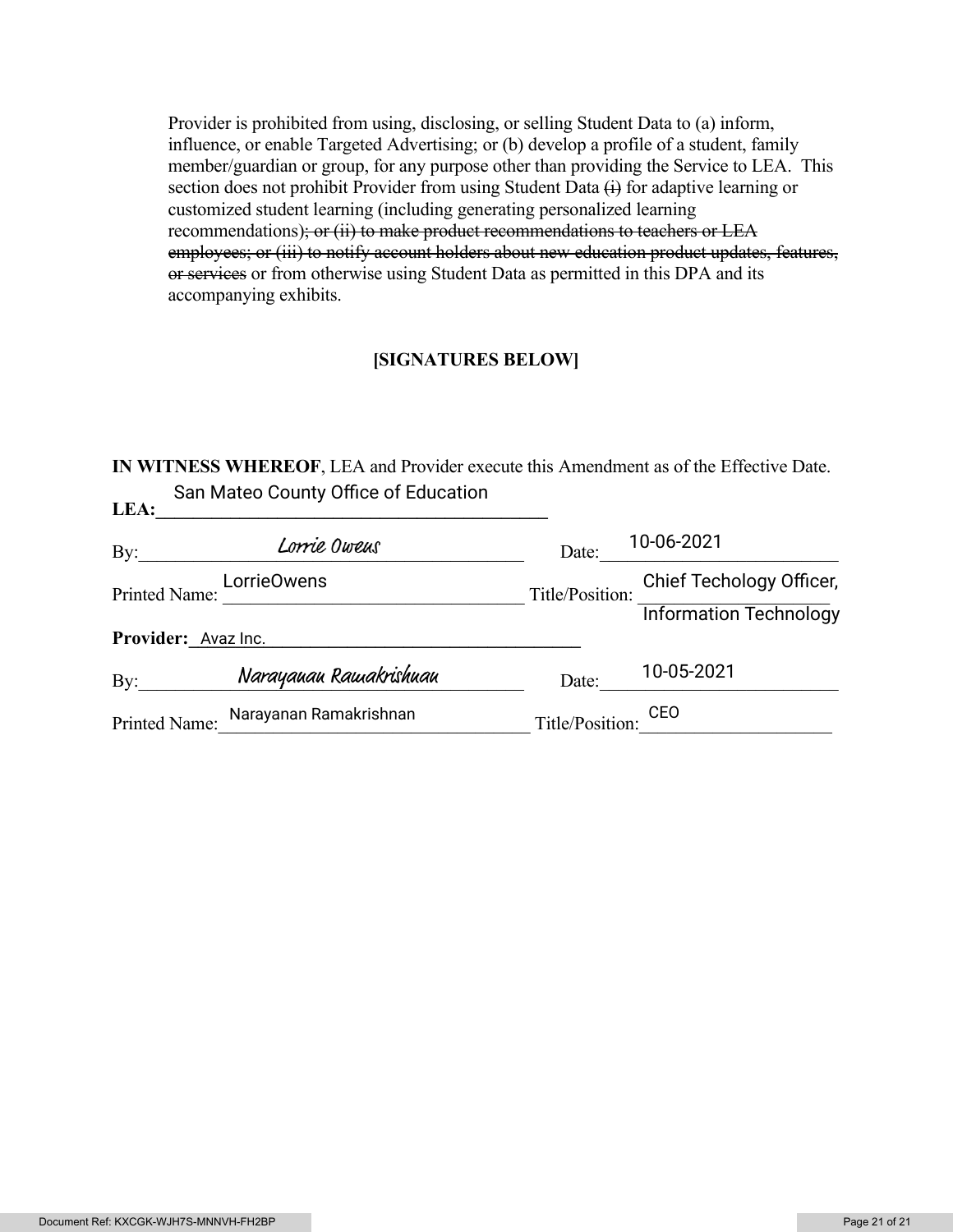Provider is prohibited from using, disclosing, or selling Student Data to (a) inform, influence, or enable Targeted Advertising; or (b) develop a profile of a student, family member/guardian or group, for any purpose other than providing the Service to LEA. This section does not prohibit Provider from using Student Data ~~(i)~~ for adaptive learning or customized student learning (including generating personalized learning recommendations)~~; or (ii) to make product recommendations to teachers or LEA employees; or (iii) to notify account holders about new education product updates, features, or services~~ or from otherwise using Student Data as permitted in this DPA and its accompanying exhibits.

**[SIGNATURES BELOW]**

**IN WITNESS WHEREOF**, LEA and Provider execute this Amendment as of the Effective Date.

**LEA:** San Mateo County Office of Education

By: *Lorrie Owens* Date: 10-06-2021

Printed Name: LorrieOwens Title/Position: Chief Techology Officer, Information Technology

**Provider:** Avaz Inc.

By: *Narayanan Ramakrishnan* Date: 10-05-2021

Printed Name: Narayanan Ramakrishnan Title/Position: CEO

Document Ref: KXCGK-WJH7S-MNNVH-FH2BP